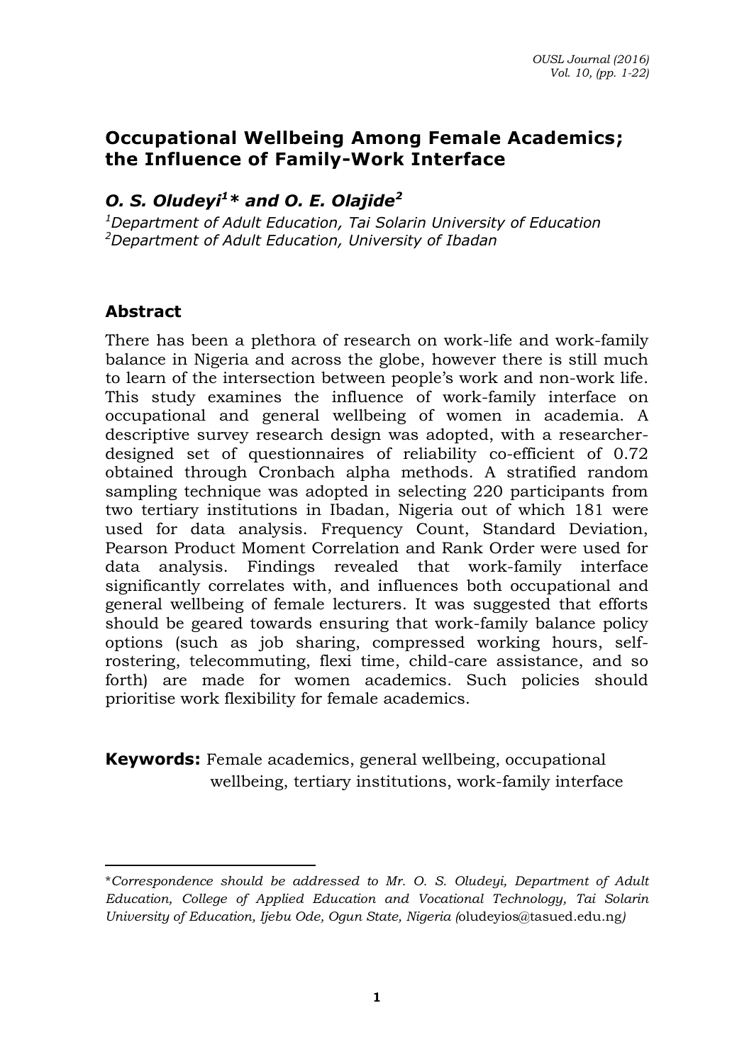# Occupational Wellbeing Among Female Academics; the Influence of Family-Work Interface

## *O. S. Oludeyi[1]\* and O. E. Olajide[2]*

*[1]Department of Adult Education, Tai Solarin University of Education*
*[2]Department of Adult Education, University of Ibadan*

## Abstract

There has been a plethora of research on work-life and work-family balance in Nigeria and across the globe, however there is still much to learn of the intersection between people's work and non-work life. This study examines the influence of work-family interface on occupational and general wellbeing of women in academia. A descriptive survey research design was adopted, with a researcher-designed set of questionnaires of reliability co-efficient of 0.72 obtained through Cronbach alpha methods. A stratified random sampling technique was adopted in selecting 220 participants from two tertiary institutions in Ibadan, Nigeria out of which 181 were used for data analysis. Frequency Count, Standard Deviation, Pearson Product Moment Correlation and Rank Order were used for data analysis. Findings revealed that work-family interface significantly correlates with, and influences both occupational and general wellbeing of female lecturers. It was suggested that efforts should be geared towards ensuring that work-family balance policy options (such as job sharing, compressed working hours, self-rostering, telecommuting, flexi time, child-care assistance, and so forth) are made for women academics. Such policies should prioritise work flexibility for female academics.

**Keywords:** Female academics, general wellbeing, occupational wellbeing, tertiary institutions, work-family interface

---

\**Correspondence should be addressed to Mr. O. S. Oludeyi, Department of Adult Education, College of Applied Education and Vocational Technology, Tai Solarin University of Education, Ijebu Ode, Ogun State, Nigeria (*oludeyios@tasued.edu.ng*)*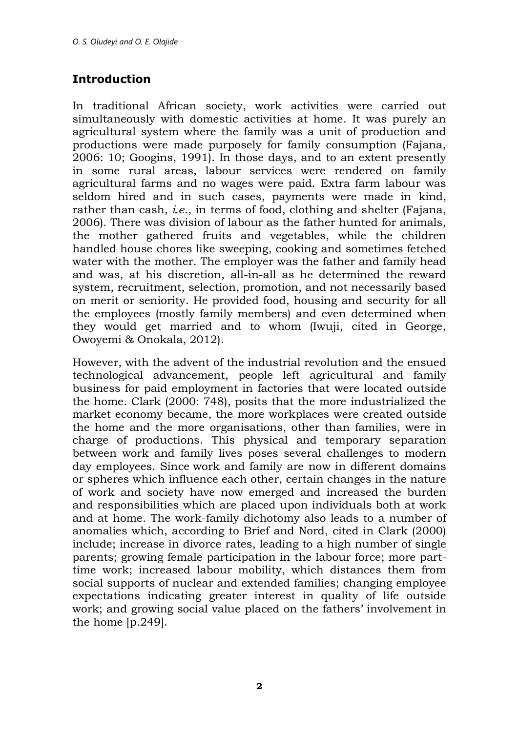## Introduction

In traditional African society, work activities were carried out simultaneously with domestic activities at home. It was purely an agricultural system where the family was a unit of production and productions were made purposely for family consumption (Fajana, 2006: 10; Googins, 1991). In those days, and to an extent presently in some rural areas, labour services were rendered on family agricultural farms and no wages were paid. Extra farm labour was seldom hired and in such cases, payments were made in kind, rather than cash, *i.e.*, in terms of food, clothing and shelter (Fajana, 2006). There was division of labour as the father hunted for animals, the mother gathered fruits and vegetables, while the children handled house chores like sweeping, cooking and sometimes fetched water with the mother. The employer was the father and family head and was, at his discretion, all-in-all as he determined the reward system, recruitment, selection, promotion, and not necessarily based on merit or seniority. He provided food, housing and security for all the employees (mostly family members) and even determined when they would get married and to whom (Iwuji, cited in George, Owoyemi & Onokala, 2012).

However, with the advent of the industrial revolution and the ensued technological advancement, people left agricultural and family business for paid employment in factories that were located outside the home. Clark (2000: 748), posits that the more industrialized the market economy became, the more workplaces were created outside the home and the more organisations, other than families, were in charge of productions. This physical and temporary separation between work and family lives poses several challenges to modern day employees. Since work and family are now in different domains or spheres which influence each other, certain changes in the nature of work and society have now emerged and increased the burden and responsibilities which are placed upon individuals both at work and at home. The work-family dichotomy also leads to a number of anomalies which, according to Brief and Nord, cited in Clark (2000) include; increase in divorce rates, leading to a high number of single parents; growing female participation in the labour force; more part-time work; increased labour mobility, which distances them from social supports of nuclear and extended families; changing employee expectations indicating greater interest in quality of life outside work; and growing social value placed on the fathers' involvement in the home [p.249].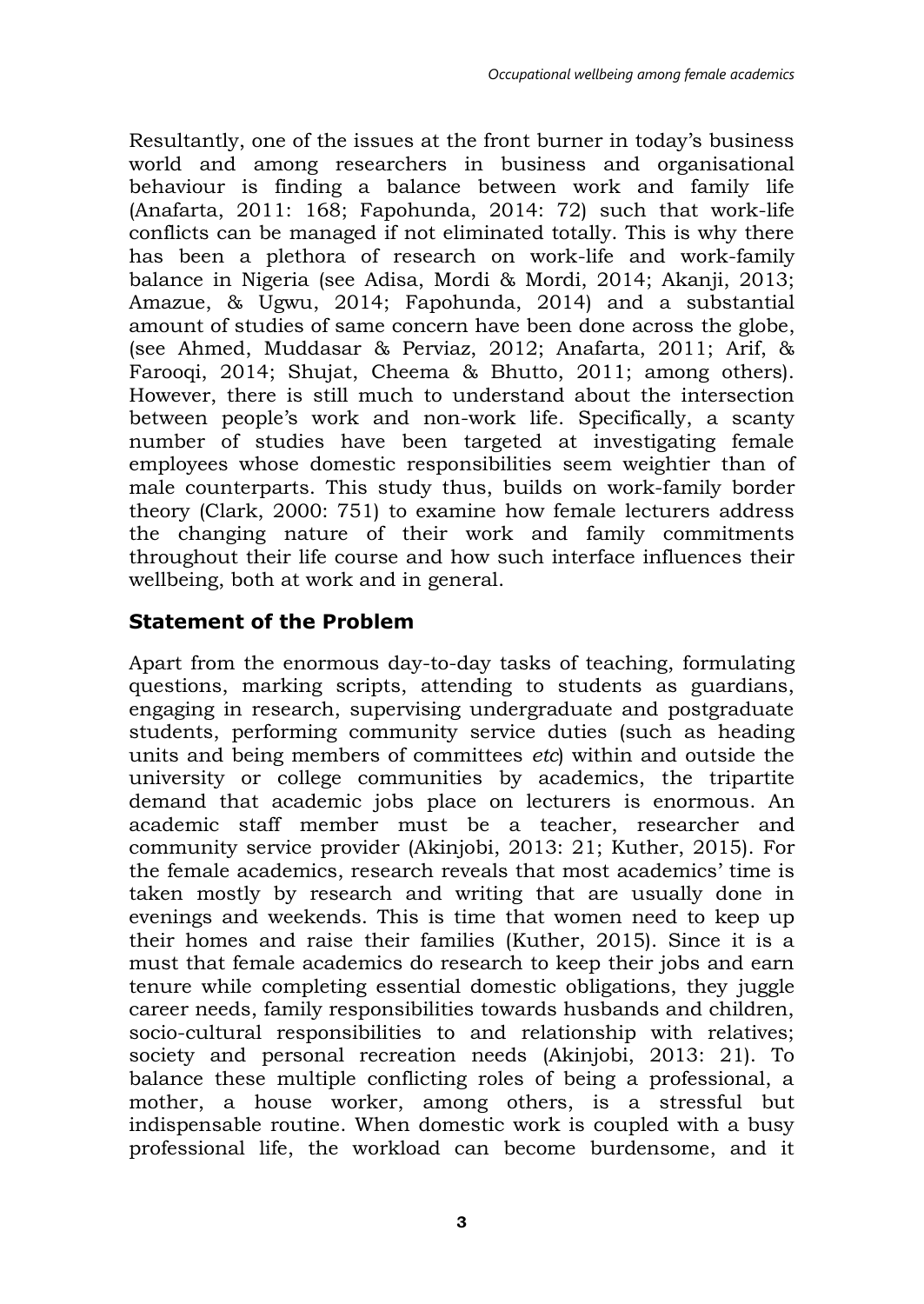Resultantly, one of the issues at the front burner in today's business world and among researchers in business and organisational behaviour is finding a balance between work and family life (Anafarta, 2011: 168; Fapohunda, 2014: 72) such that work-life conflicts can be managed if not eliminated totally. This is why there has been a plethora of research on work-life and work-family balance in Nigeria (see Adisa, Mordi & Mordi, 2014; Akanji, 2013; Amazue, & Ugwu, 2014; Fapohunda, 2014) and a substantial amount of studies of same concern have been done across the globe, (see Ahmed, Muddasar & Perviaz, 2012; Anafarta, 2011; Arif, & Farooqi, 2014; Shujat, Cheema & Bhutto, 2011; among others). However, there is still much to understand about the intersection between people's work and non-work life. Specifically, a scanty number of studies have been targeted at investigating female employees whose domestic responsibilities seem weightier than of male counterparts. This study thus, builds on work-family border theory (Clark, 2000: 751) to examine how female lecturers address the changing nature of their work and family commitments throughout their life course and how such interface influences their wellbeing, both at work and in general.

## Statement of the Problem

Apart from the enormous day-to-day tasks of teaching, formulating questions, marking scripts, attending to students as guardians, engaging in research, supervising undergraduate and postgraduate students, performing community service duties (such as heading units and being members of committees *etc*) within and outside the university or college communities by academics, the tripartite demand that academic jobs place on lecturers is enormous. An academic staff member must be a teacher, researcher and community service provider (Akinjobi, 2013: 21; Kuther, 2015). For the female academics, research reveals that most academics' time is taken mostly by research and writing that are usually done in evenings and weekends. This is time that women need to keep up their homes and raise their families (Kuther, 2015). Since it is a must that female academics do research to keep their jobs and earn tenure while completing essential domestic obligations, they juggle career needs, family responsibilities towards husbands and children, socio-cultural responsibilities to and relationship with relatives; society and personal recreation needs (Akinjobi, 2013: 21). To balance these multiple conflicting roles of being a professional, a mother, a house worker, among others, is a stressful but indispensable routine. When domestic work is coupled with a busy professional life, the workload can become burdensome, and it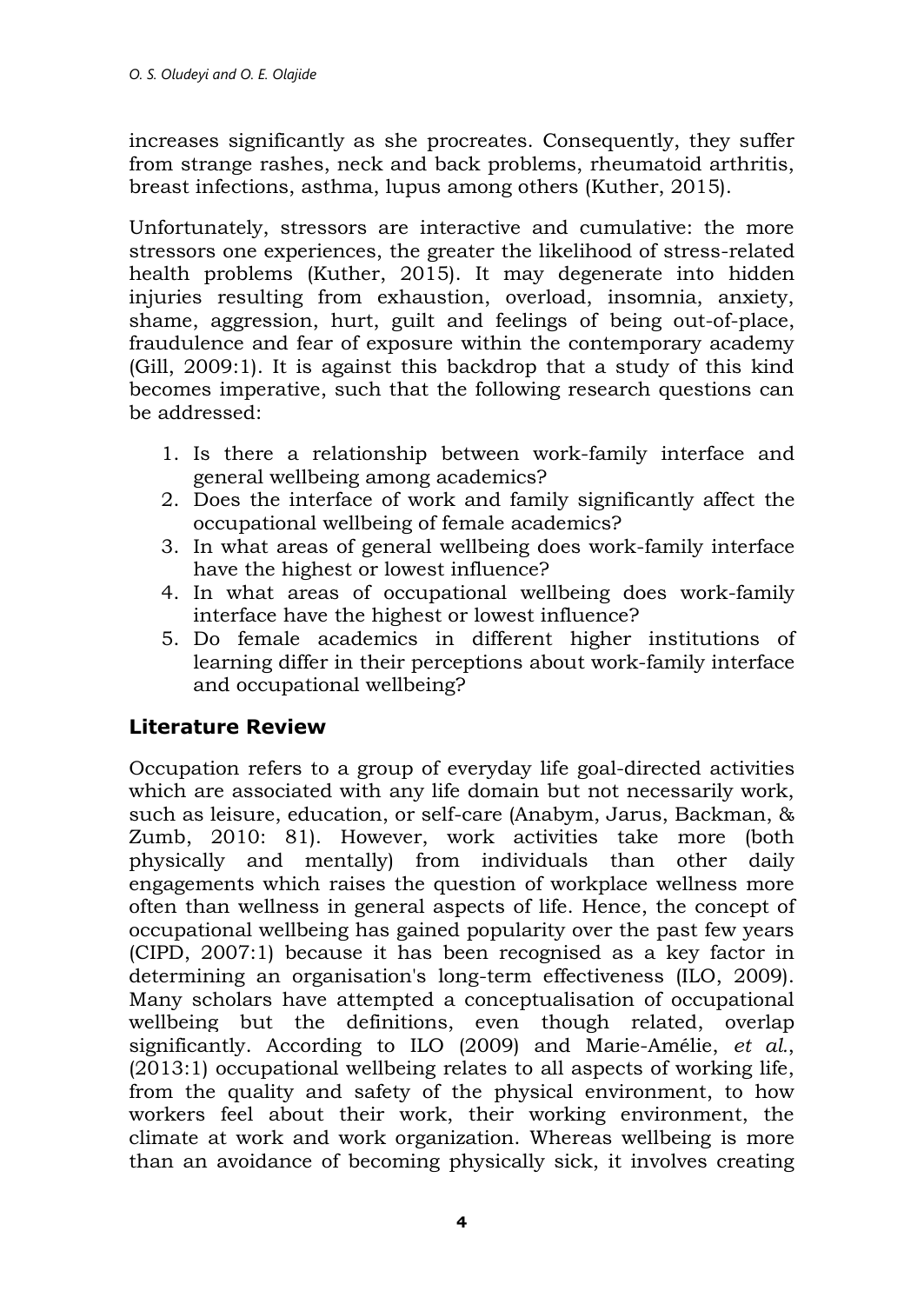increases significantly as she procreates. Consequently, they suffer from strange rashes, neck and back problems, rheumatoid arthritis, breast infections, asthma, lupus among others (Kuther, 2015).

Unfortunately, stressors are interactive and cumulative: the more stressors one experiences, the greater the likelihood of stress-related health problems (Kuther, 2015). It may degenerate into hidden injuries resulting from exhaustion, overload, insomnia, anxiety, shame, aggression, hurt, guilt and feelings of being out-of-place, fraudulence and fear of exposure within the contemporary academy (Gill, 2009:1). It is against this backdrop that a study of this kind becomes imperative, such that the following research questions can be addressed:

1. Is there a relationship between work-family interface and general wellbeing among academics?
2. Does the interface of work and family significantly affect the occupational wellbeing of female academics?
3. In what areas of general wellbeing does work-family interface have the highest or lowest influence?
4. In what areas of occupational wellbeing does work-family interface have the highest or lowest influence?
5. Do female academics in different higher institutions of learning differ in their perceptions about work-family interface and occupational wellbeing?

## Literature Review

Occupation refers to a group of everyday life goal-directed activities which are associated with any life domain but not necessarily work, such as leisure, education, or self-care (Anabym, Jarus, Backman, & Zumb, 2010: 81). However, work activities take more (both physically and mentally) from individuals than other daily engagements which raises the question of workplace wellness more often than wellness in general aspects of life. Hence, the concept of occupational wellbeing has gained popularity over the past few years (CIPD, 2007:1) because it has been recognised as a key factor in determining an organisation's long-term effectiveness (ILO, 2009). Many scholars have attempted a conceptualisation of occupational wellbeing but the definitions, even though related, overlap significantly. According to ILO (2009) and Marie-Amélie, *et al.*, (2013:1) occupational wellbeing relates to all aspects of working life, from the quality and safety of the physical environment, to how workers feel about their work, their working environment, the climate at work and work organization. Whereas wellbeing is more than an avoidance of becoming physically sick, it involves creating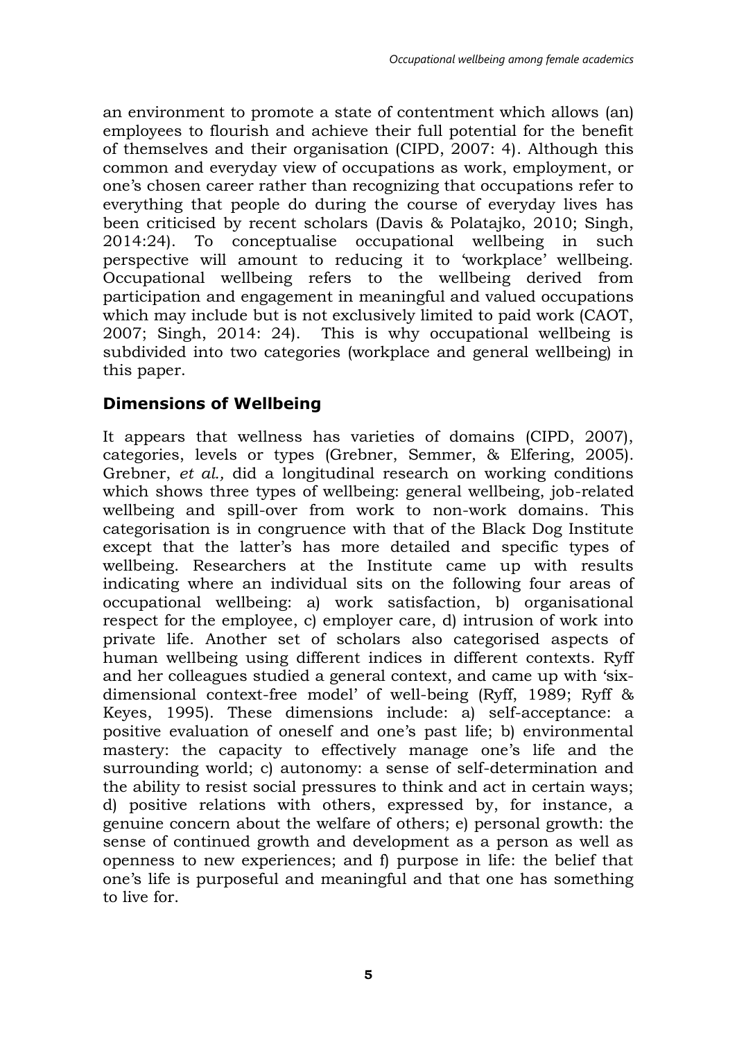an environment to promote a state of contentment which allows (an) employees to flourish and achieve their full potential for the benefit of themselves and their organisation (CIPD, 2007: 4). Although this common and everyday view of occupations as work, employment, or one's chosen career rather than recognizing that occupations refer to everything that people do during the course of everyday lives has been criticised by recent scholars (Davis & Polatajko, 2010; Singh, 2014:24). To conceptualise occupational wellbeing in such perspective will amount to reducing it to 'workplace' wellbeing. Occupational wellbeing refers to the wellbeing derived from participation and engagement in meaningful and valued occupations which may include but is not exclusively limited to paid work (CAOT, 2007; Singh, 2014: 24). This is why occupational wellbeing is subdivided into two categories (workplace and general wellbeing) in this paper.

## Dimensions of Wellbeing

It appears that wellness has varieties of domains (CIPD, 2007), categories, levels or types (Grebner, Semmer, & Elfering, 2005). Grebner, *et al.,* did a longitudinal research on working conditions which shows three types of wellbeing: general wellbeing, job-related wellbeing and spill-over from work to non-work domains. This categorisation is in congruence with that of the Black Dog Institute except that the latter's has more detailed and specific types of wellbeing. Researchers at the Institute came up with results indicating where an individual sits on the following four areas of occupational wellbeing: a) work satisfaction, b) organisational respect for the employee, c) employer care, d) intrusion of work into private life. Another set of scholars also categorised aspects of human wellbeing using different indices in different contexts. Ryff and her colleagues studied a general context, and came up with 'six-dimensional context-free model' of well-being (Ryff, 1989; Ryff & Keyes, 1995). These dimensions include: a) self-acceptance: a positive evaluation of oneself and one's past life; b) environmental mastery: the capacity to effectively manage one's life and the surrounding world; c) autonomy: a sense of self-determination and the ability to resist social pressures to think and act in certain ways; d) positive relations with others, expressed by, for instance, a genuine concern about the welfare of others; e) personal growth: the sense of continued growth and development as a person as well as openness to new experiences; and f) purpose in life: the belief that one's life is purposeful and meaningful and that one has something to live for.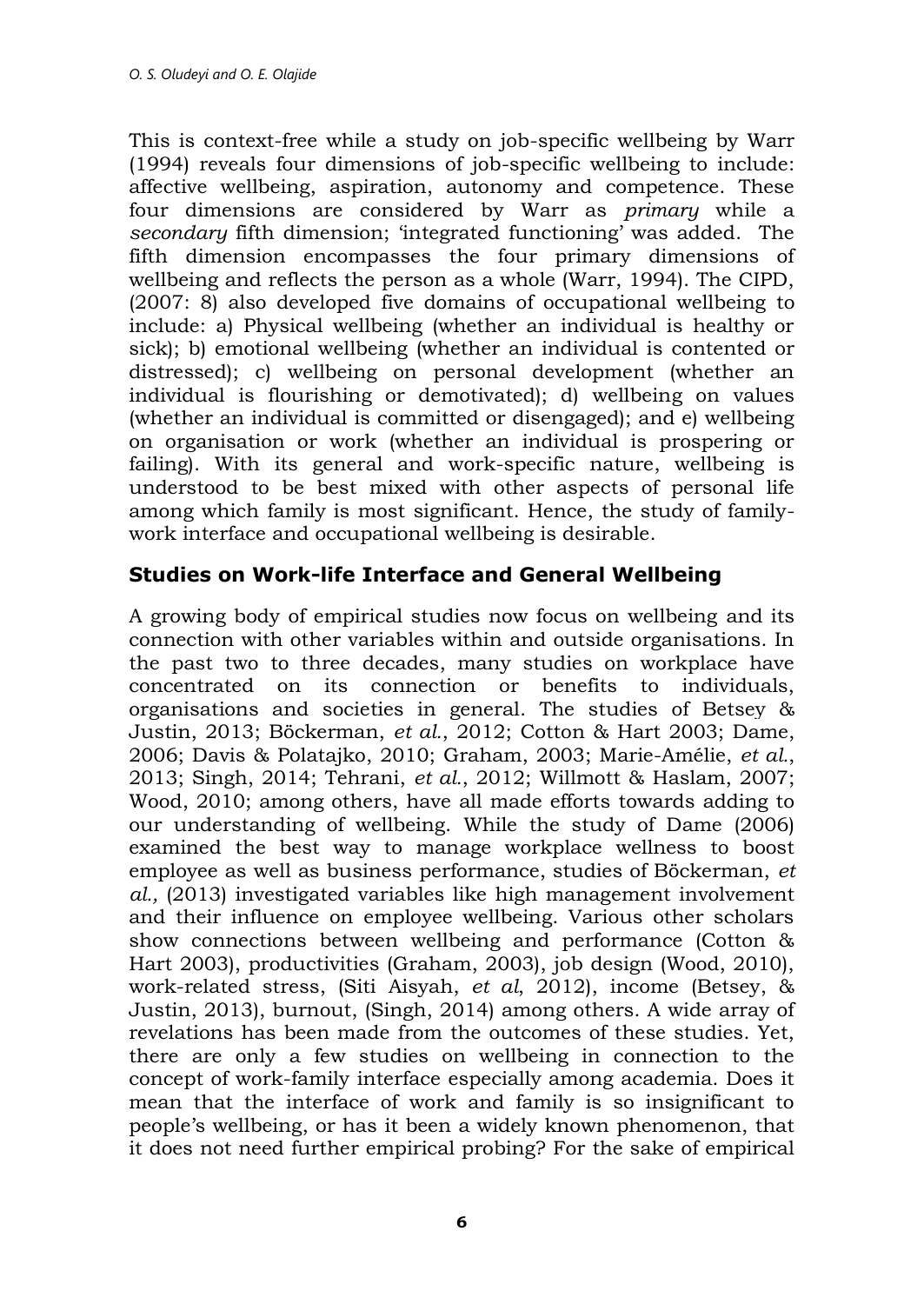This is context-free while a study on job-specific wellbeing by Warr (1994) reveals four dimensions of job-specific wellbeing to include: affective wellbeing, aspiration, autonomy and competence. These four dimensions are considered by Warr as *primary* while a *secondary* fifth dimension; 'integrated functioning' was added. The fifth dimension encompasses the four primary dimensions of wellbeing and reflects the person as a whole (Warr, 1994). The CIPD, (2007: 8) also developed five domains of occupational wellbeing to include: a) Physical wellbeing (whether an individual is healthy or sick); b) emotional wellbeing (whether an individual is contented or distressed); c) wellbeing on personal development (whether an individual is flourishing or demotivated); d) wellbeing on values (whether an individual is committed or disengaged); and e) wellbeing on organisation or work (whether an individual is prospering or failing). With its general and work-specific nature, wellbeing is understood to be best mixed with other aspects of personal life among which family is most significant. Hence, the study of family-work interface and occupational wellbeing is desirable.

## Studies on Work-life Interface and General Wellbeing

A growing body of empirical studies now focus on wellbeing and its connection with other variables within and outside organisations. In the past two to three decades, many studies on workplace have concentrated on its connection or benefits to individuals, organisations and societies in general. The studies of Betsey & Justin, 2013; Böckerman, *et al.*, 2012; Cotton & Hart 2003; Dame, 2006; Davis & Polatajko, 2010; Graham, 2003; Marie-Amélie, *et al.*, 2013; Singh, 2014; Tehrani, *et al.*, 2012; Willmott & Haslam, 2007; Wood, 2010; among others, have all made efforts towards adding to our understanding of wellbeing. While the study of Dame (2006) examined the best way to manage workplace wellness to boost employee as well as business performance, studies of Böckerman, *et al.,* (2013) investigated variables like high management involvement and their influence on employee wellbeing. Various other scholars show connections between wellbeing and performance (Cotton & Hart 2003), productivities (Graham, 2003), job design (Wood, 2010), work-related stress, (Siti Aisyah, *et al*, 2012), income (Betsey, & Justin, 2013), burnout, (Singh, 2014) among others. A wide array of revelations has been made from the outcomes of these studies. Yet, there are only a few studies on wellbeing in connection to the concept of work-family interface especially among academia. Does it mean that the interface of work and family is so insignificant to people's wellbeing, or has it been a widely known phenomenon, that it does not need further empirical probing? For the sake of empirical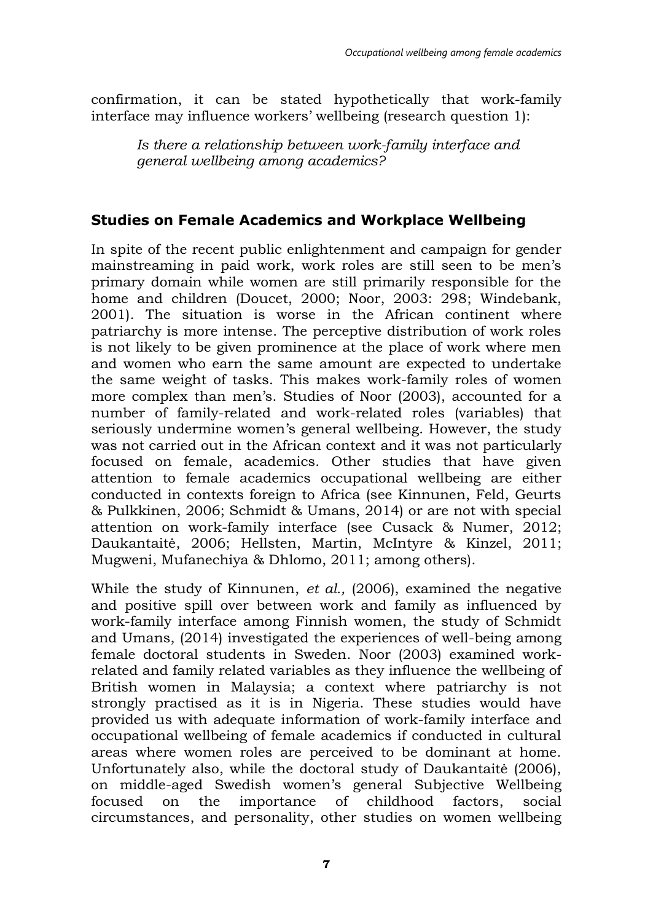confirmation, it can be stated hypothetically that work-family interface may influence workers' wellbeing (research question 1):

> *Is there a relationship between work-family interface and general wellbeing among academics?*

## Studies on Female Academics and Workplace Wellbeing

In spite of the recent public enlightenment and campaign for gender mainstreaming in paid work, work roles are still seen to be men's primary domain while women are still primarily responsible for the home and children (Doucet, 2000; Noor, 2003: 298; Windebank, 2001). The situation is worse in the African continent where patriarchy is more intense. The perceptive distribution of work roles is not likely to be given prominence at the place of work where men and women who earn the same amount are expected to undertake the same weight of tasks. This makes work-family roles of women more complex than men's. Studies of Noor (2003), accounted for a number of family-related and work-related roles (variables) that seriously undermine women's general wellbeing. However, the study was not carried out in the African context and it was not particularly focused on female, academics. Other studies that have given attention to female academics occupational wellbeing are either conducted in contexts foreign to Africa (see Kinnunen, Feld, Geurts & Pulkkinen, 2006; Schmidt & Umans, 2014) or are not with special attention on work-family interface (see Cusack & Numer, 2012; Daukantaitė, 2006; Hellsten, Martin, McIntyre & Kinzel, 2011; Mugweni, Mufanechiya & Dhlomo, 2011; among others).

While the study of Kinnunen, *et al.,* (2006), examined the negative and positive spill over between work and family as influenced by work-family interface among Finnish women, the study of Schmidt and Umans, (2014) investigated the experiences of well-being among female doctoral students in Sweden. Noor (2003) examined work-related and family related variables as they influence the wellbeing of British women in Malaysia; a context where patriarchy is not strongly practised as it is in Nigeria. These studies would have provided us with adequate information of work-family interface and occupational wellbeing of female academics if conducted in cultural areas where women roles are perceived to be dominant at home. Unfortunately also, while the doctoral study of Daukantaitė (2006), on middle-aged Swedish women's general Subjective Wellbeing focused on the importance of childhood factors, social circumstances, and personality, other studies on women wellbeing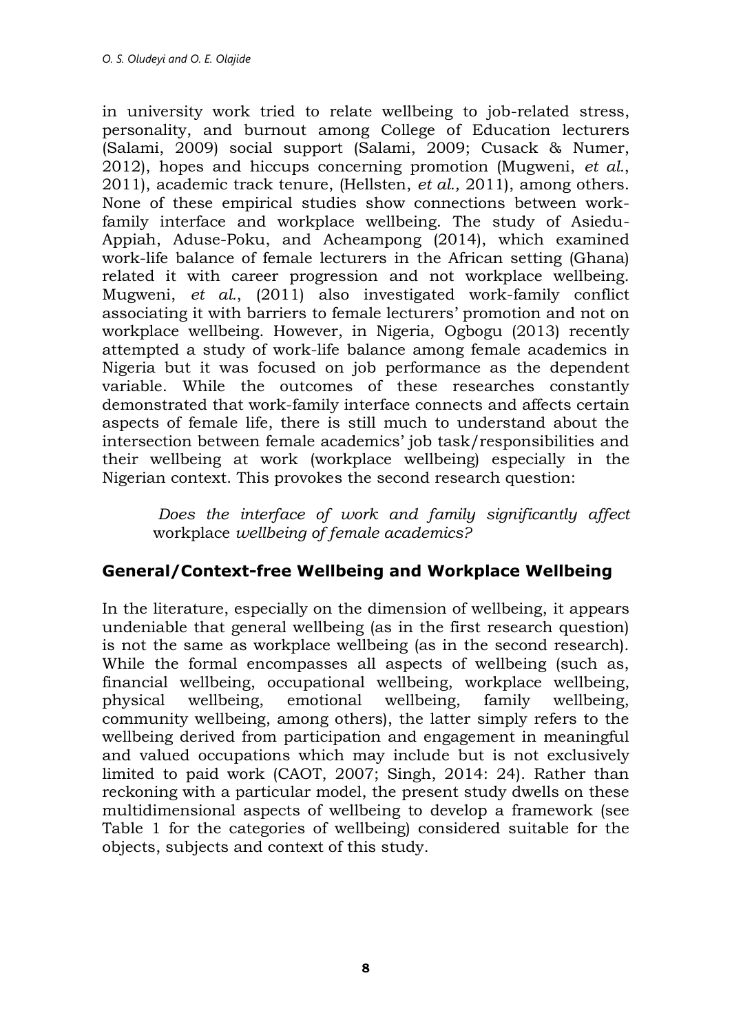in university work tried to relate wellbeing to job-related stress, personality, and burnout among College of Education lecturers (Salami, 2009) social support (Salami, 2009; Cusack & Numer, 2012), hopes and hiccups concerning promotion (Mugweni, *et al.*, 2011), academic track tenure, (Hellsten, *et al.,* 2011), among others. None of these empirical studies show connections between work-family interface and workplace wellbeing. The study of Asiedu-Appiah, Aduse-Poku, and Acheampong (2014), which examined work-life balance of female lecturers in the African setting (Ghana) related it with career progression and not workplace wellbeing. Mugweni, *et al.*, (2011) also investigated work-family conflict associating it with barriers to female lecturers' promotion and not on workplace wellbeing. However, in Nigeria, Ogbogu (2013) recently attempted a study of work-life balance among female academics in Nigeria but it was focused on job performance as the dependent variable. While the outcomes of these researches constantly demonstrated that work-family interface connects and affects certain aspects of female life, there is still much to understand about the intersection between female academics' job task/responsibilities and their wellbeing at work (workplace wellbeing) especially in the Nigerian context. This provokes the second research question:

> *Does the interface of work and family significantly affect* workplace *wellbeing of female academics?*

## General/Context-free Wellbeing and Workplace Wellbeing

In the literature, especially on the dimension of wellbeing, it appears undeniable that general wellbeing (as in the first research question) is not the same as workplace wellbeing (as in the second research). While the formal encompasses all aspects of wellbeing (such as, financial wellbeing, occupational wellbeing, workplace wellbeing, physical wellbeing, emotional wellbeing, family wellbeing, community wellbeing, among others), the latter simply refers to the wellbeing derived from participation and engagement in meaningful and valued occupations which may include but is not exclusively limited to paid work (CAOT, 2007; Singh, 2014: 24). Rather than reckoning with a particular model, the present study dwells on these multidimensional aspects of wellbeing to develop a framework (see Table 1 for the categories of wellbeing) considered suitable for the objects, subjects and context of this study.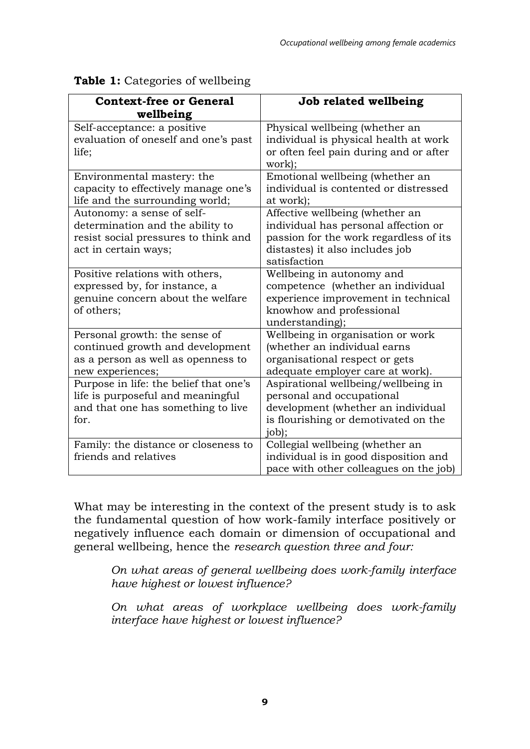**Table 1:** Categories of wellbeing

| Context-free or General wellbeing | Job related wellbeing |
|---|---|
| Self-acceptance: a positive evaluation of oneself and one's past life; | Physical wellbeing (whether an individual is physical health at work or often feel pain during and or after work); |
| Environmental mastery: the capacity to effectively manage one's life and the surrounding world; | Emotional wellbeing (whether an individual is contented or distressed at work); |
| Autonomy: a sense of self-determination and the ability to resist social pressures to think and act in certain ways; | Affective wellbeing (whether an individual has personal affection or passion for the work regardless of its distastes) it also includes job satisfaction |
| Positive relations with others, expressed by, for instance, a genuine concern about the welfare of others; | Wellbeing in autonomy and competence (whether an individual experience improvement in technical knowhow and professional understanding); |
| Personal growth: the sense of continued growth and development as a person as well as openness to new experiences; | Wellbeing in organisation or work (whether an individual earns organisational respect or gets adequate employer care at work). |
| Purpose in life: the belief that one's life is purposeful and meaningful and that one has something to live for. | Aspirational wellbeing/wellbeing in personal and occupational development (whether an individual is flourishing or demotivated on the job); |
| Family: the distance or closeness to friends and relatives | Collegial wellbeing (whether an individual is in good disposition and pace with other colleagues on the job) |

What may be interesting in the context of the present study is to ask the fundamental question of how work-family interface positively or negatively influence each domain or dimension of occupational and general wellbeing, hence the *research question three and four:*

> *On what areas of general wellbeing does work-family interface have highest or lowest influence?*
>
> *On what areas of workplace wellbeing does work-family interface have highest or lowest influence?*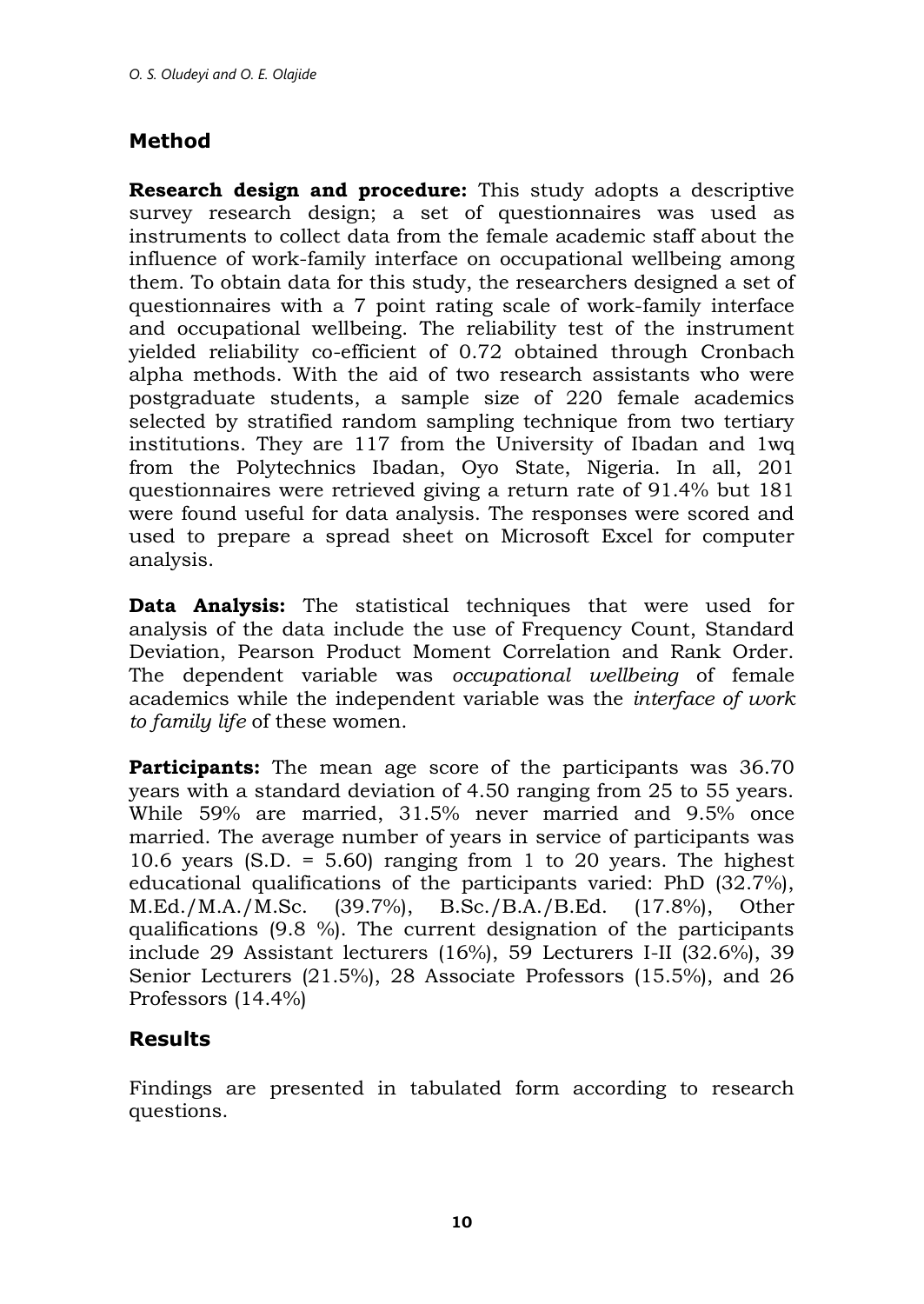## Method

**Research design and procedure:** This study adopts a descriptive survey research design; a set of questionnaires was used as instruments to collect data from the female academic staff about the influence of work-family interface on occupational wellbeing among them. To obtain data for this study, the researchers designed a set of questionnaires with a 7 point rating scale of work-family interface and occupational wellbeing. The reliability test of the instrument yielded reliability co-efficient of 0.72 obtained through Cronbach alpha methods. With the aid of two research assistants who were postgraduate students, a sample size of 220 female academics selected by stratified random sampling technique from two tertiary institutions. They are 117 from the University of Ibadan and 1wq from the Polytechnics Ibadan, Oyo State, Nigeria. In all, 201 questionnaires were retrieved giving a return rate of 91.4% but 181 were found useful for data analysis. The responses were scored and used to prepare a spread sheet on Microsoft Excel for computer analysis.

**Data Analysis:** The statistical techniques that were used for analysis of the data include the use of Frequency Count, Standard Deviation, Pearson Product Moment Correlation and Rank Order. The dependent variable was *occupational wellbeing* of female academics while the independent variable was the *interface of work to family life* of these women.

**Participants:** The mean age score of the participants was 36.70 years with a standard deviation of 4.50 ranging from 25 to 55 years. While 59% are married, 31.5% never married and 9.5% once married. The average number of years in service of participants was 10.6 years (S.D. = 5.60) ranging from 1 to 20 years. The highest educational qualifications of the participants varied: PhD (32.7%), M.Ed./M.A./M.Sc. (39.7%), B.Sc./B.A./B.Ed. (17.8%), Other qualifications (9.8 %). The current designation of the participants include 29 Assistant lecturers (16%), 59 Lecturers I-II (32.6%), 39 Senior Lecturers (21.5%), 28 Associate Professors (15.5%), and 26 Professors (14.4%)

## Results

Findings are presented in tabulated form according to research questions.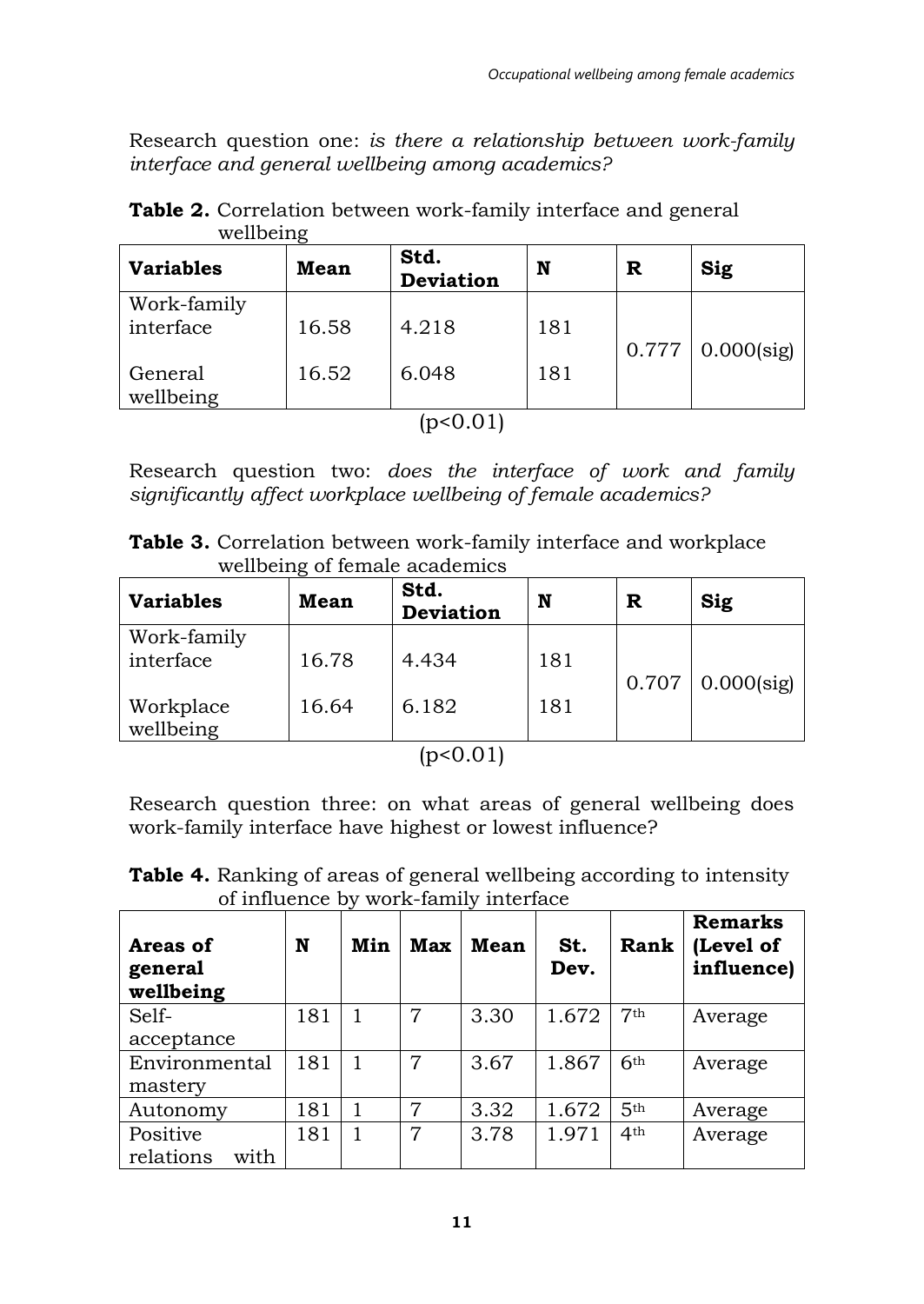Research question one: *is there a relationship between work-family interface and general wellbeing among academics?*

**Table 2.** Correlation between work-family interface and general wellbeing

| Variables | Mean | Std. Deviation | N | R | Sig |
|---|---|---|---|---|---|
| Work-family interface | 16.58 | 4.218 | 181 | 0.777 | 0.000(sig) |
| General wellbeing | 16.52 | 6.048 | 181 | | |

($p<0.01$)

Research question two: *does the interface of work and family significantly affect workplace wellbeing of female academics?*

**Table 3.** Correlation between work-family interface and workplace wellbeing of female academics

| Variables | Mean | Std. Deviation | N | R | Sig |
|---|---|---|---|---|---|
| Work-family interface | 16.78 | 4.434 | 181 | 0.707 | 0.000(sig) |
| Workplace wellbeing | 16.64 | 6.182 | 181 | | |

($p<0.01$)

Research question three: on what areas of general wellbeing does work-family interface have highest or lowest influence?

**Table 4.** Ranking of areas of general wellbeing according to intensity of influence by work-family interface

| Areas of general wellbeing | N | Min | Max | Mean | St. Dev. | Rank | Remarks (Level of influence) |
|---|---|---|---|---|---|---|---|
| Self-acceptance | 181 | 1 | 7 | 3.30 | 1.672 | 7th | Average |
| Environmental mastery | 181 | 1 | 7 | 3.67 | 1.867 | 6th | Average |
| Autonomy | 181 | 1 | 7 | 3.32 | 1.672 | 5th | Average |
| Positive relations with | 181 | 1 | 7 | 3.78 | 1.971 | 4th | Average |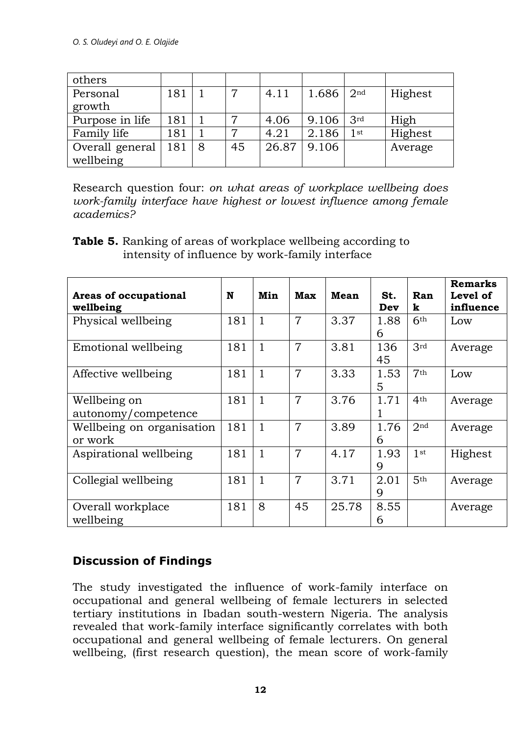| others | | | | | | | |
|---|---|---|---|---|---|---|---|
| Personal growth | 181 | 1 | 7 | 4.11 | 1.686 | 2nd | Highest |
| Purpose in life | 181 | 1 | 7 | 4.06 | 9.106 | 3rd | High |
| Family life | 181 | 1 | 7 | 4.21 | 2.186 | 1st | Highest |
| Overall general wellbeing | 181 | 8 | 45 | 26.87 | 9.106 | | Average |

Research question four: *on what areas of workplace wellbeing does work-family interface have highest or lowest influence among female academics?*

**Table 5.** Ranking of areas of workplace wellbeing according to intensity of influence by work-family interface

| **Areas of occupational wellbeing** | **N** | **Min** | **Max** | **Mean** | **St. Dev** | **Rank** | **Remarks Level of influence** |
|---|---|---|---|---|---|---|---|
| Physical wellbeing | 181 | 1 | 7 | 3.37 | 1.886 | 6th | Low |
| Emotional wellbeing | 181 | 1 | 7 | 3.81 | 13645 | 3rd | Average |
| Affective wellbeing | 181 | 1 | 7 | 3.33 | 1.535 | 7th | Low |
| Wellbeing on autonomy/competence | 181 | 1 | 7 | 3.76 | 1.711 | 4th | Average |
| Wellbeing on organisation or work | 181 | 1 | 7 | 3.89 | 1.766 | 2nd | Average |
| Aspirational wellbeing | 181 | 1 | 7 | 4.17 | 1.939 | 1st | Highest |
| Collegial wellbeing | 181 | 1 | 7 | 3.71 | 2.019 | 5th | Average |
| Overall workplace wellbeing | 181 | 8 | 45 | 25.78 | 8.556 | | Average |

## Discussion of Findings

The study investigated the influence of work-family interface on occupational and general wellbeing of female lecturers in selected tertiary institutions in Ibadan south-western Nigeria. The analysis revealed that work-family interface significantly correlates with both occupational and general wellbeing of female lecturers. On general wellbeing, (first research question), the mean score of work-family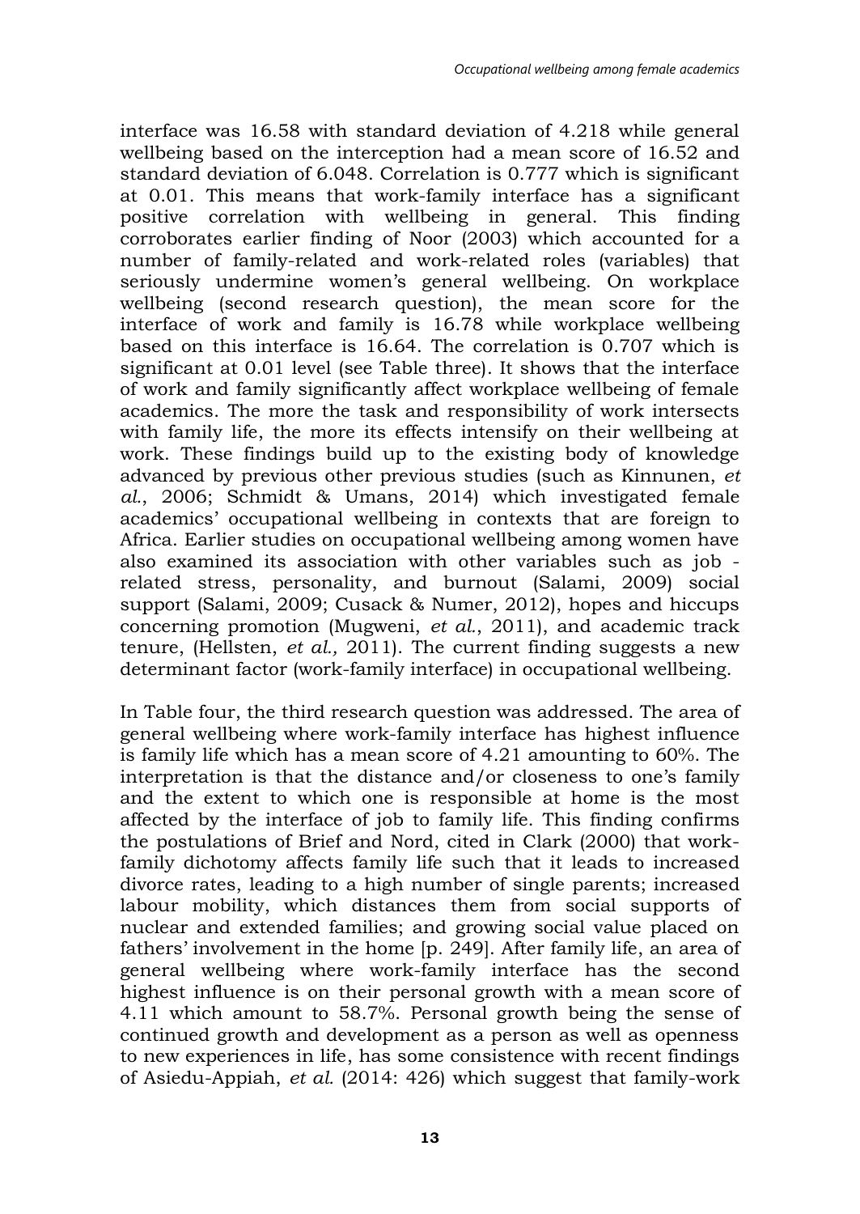interface was 16.58 with standard deviation of 4.218 while general wellbeing based on the interception had a mean score of 16.52 and standard deviation of 6.048. Correlation is 0.777 which is significant at 0.01. This means that work-family interface has a significant positive correlation with wellbeing in general. This finding corroborates earlier finding of Noor (2003) which accounted for a number of family-related and work-related roles (variables) that seriously undermine women's general wellbeing. On workplace wellbeing (second research question), the mean score for the interface of work and family is 16.78 while workplace wellbeing based on this interface is 16.64. The correlation is 0.707 which is significant at 0.01 level (see Table three). It shows that the interface of work and family significantly affect workplace wellbeing of female academics. The more the task and responsibility of work intersects with family life, the more its effects intensify on their wellbeing at work. These findings build up to the existing body of knowledge advanced by previous other previous studies (such as Kinnunen, *et al.*, 2006; Schmidt & Umans, 2014) which investigated female academics' occupational wellbeing in contexts that are foreign to Africa. Earlier studies on occupational wellbeing among women have also examined its association with other variables such as job - related stress, personality, and burnout (Salami, 2009) social support (Salami, 2009; Cusack & Numer, 2012), hopes and hiccups concerning promotion (Mugweni, *et al.*, 2011), and academic track tenure, (Hellsten, *et al.,* 2011). The current finding suggests a new determinant factor (work-family interface) in occupational wellbeing.

In Table four, the third research question was addressed. The area of general wellbeing where work-family interface has highest influence is family life which has a mean score of 4.21 amounting to 60%. The interpretation is that the distance and/or closeness to one's family and the extent to which one is responsible at home is the most affected by the interface of job to family life. This finding confirms the postulations of Brief and Nord, cited in Clark (2000) that work-family dichotomy affects family life such that it leads to increased divorce rates, leading to a high number of single parents; increased labour mobility, which distances them from social supports of nuclear and extended families; and growing social value placed on fathers' involvement in the home [p. 249]. After family life, an area of general wellbeing where work-family interface has the second highest influence is on their personal growth with a mean score of 4.11 which amount to 58.7%. Personal growth being the sense of continued growth and development as a person as well as openness to new experiences in life, has some consistence with recent findings of Asiedu-Appiah, *et al.* (2014: 426) which suggest that family-work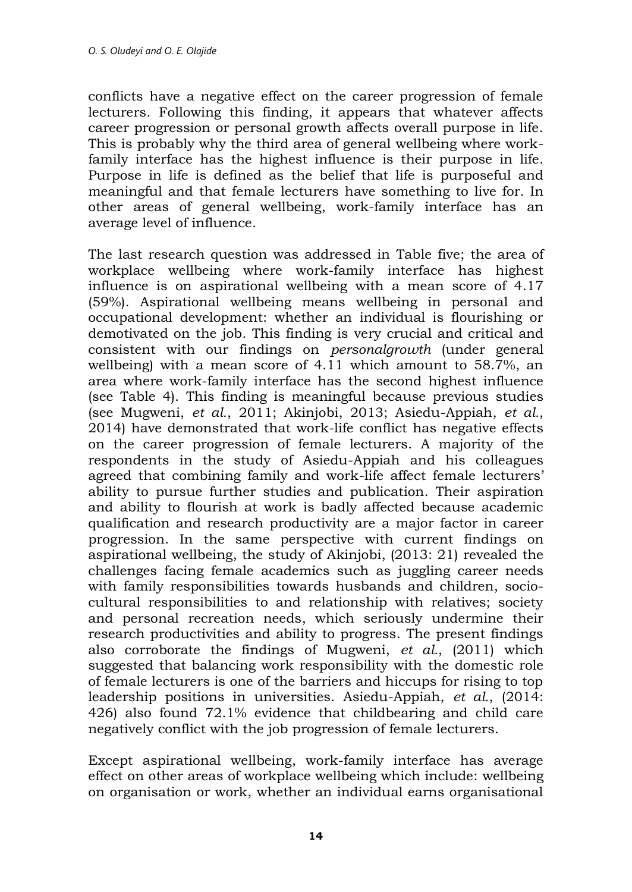conflicts have a negative effect on the career progression of female lecturers. Following this finding, it appears that whatever affects career progression or personal growth affects overall purpose in life. This is probably why the third area of general wellbeing where work-family interface has the highest influence is their purpose in life. Purpose in life is defined as the belief that life is purposeful and meaningful and that female lecturers have something to live for. In other areas of general wellbeing, work-family interface has an average level of influence.

The last research question was addressed in Table five; the area of workplace wellbeing where work-family interface has highest influence is on aspirational wellbeing with a mean score of 4.17 (59%). Aspirational wellbeing means wellbeing in personal and occupational development: whether an individual is flourishing or demotivated on the job. This finding is very crucial and critical and consistent with our findings on *personalgrowth* (under general wellbeing) with a mean score of 4.11 which amount to 58.7%, an area where work-family interface has the second highest influence (see Table 4). This finding is meaningful because previous studies (see Mugweni, *et al.*, 2011; Akinjobi, 2013; Asiedu-Appiah, *et al.*, 2014) have demonstrated that work-life conflict has negative effects on the career progression of female lecturers. A majority of the respondents in the study of Asiedu-Appiah and his colleagues agreed that combining family and work-life affect female lecturers' ability to pursue further studies and publication. Their aspiration and ability to flourish at work is badly affected because academic qualification and research productivity are a major factor in career progression. In the same perspective with current findings on aspirational wellbeing, the study of Akinjobi, (2013: 21) revealed the challenges facing female academics such as juggling career needs with family responsibilities towards husbands and children, socio-cultural responsibilities to and relationship with relatives; society and personal recreation needs, which seriously undermine their research productivities and ability to progress. The present findings also corroborate the findings of Mugweni, *et al.*, (2011) which suggested that balancing work responsibility with the domestic role of female lecturers is one of the barriers and hiccups for rising to top leadership positions in universities. Asiedu-Appiah, *et al.*, (2014: 426) also found 72.1% evidence that childbearing and child care negatively conflict with the job progression of female lecturers.

Except aspirational wellbeing, work-family interface has average effect on other areas of workplace wellbeing which include: wellbeing on organisation or work, whether an individual earns organisational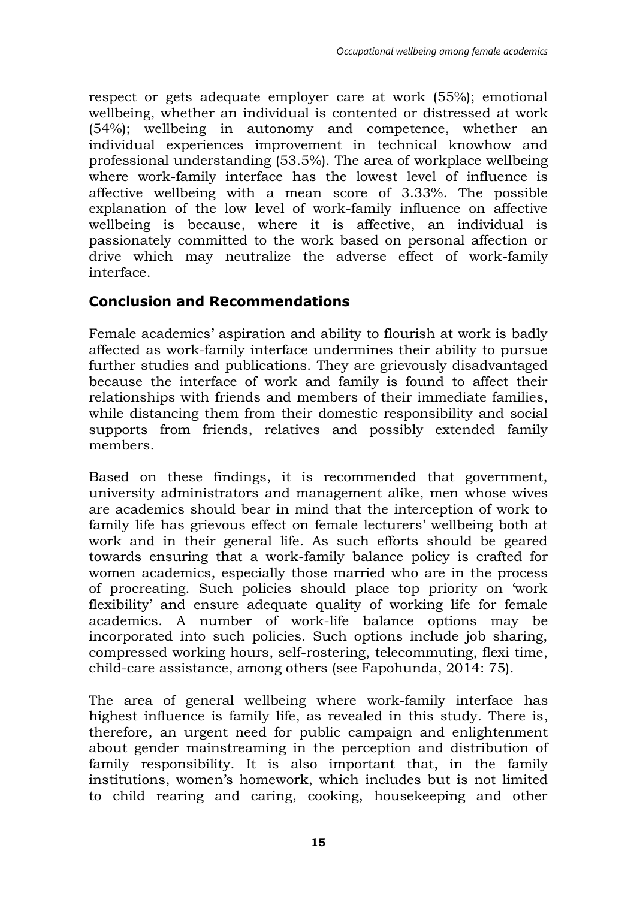respect or gets adequate employer care at work (55%); emotional wellbeing, whether an individual is contented or distressed at work (54%); wellbeing in autonomy and competence, whether an individual experiences improvement in technical knowhow and professional understanding (53.5%). The area of workplace wellbeing where work-family interface has the lowest level of influence is affective wellbeing with a mean score of 3.33%. The possible explanation of the low level of work-family influence on affective wellbeing is because, where it is affective, an individual is passionately committed to the work based on personal affection or drive which may neutralize the adverse effect of work-family interface.

## Conclusion and Recommendations

Female academics' aspiration and ability to flourish at work is badly affected as work-family interface undermines their ability to pursue further studies and publications. They are grievously disadvantaged because the interface of work and family is found to affect their relationships with friends and members of their immediate families, while distancing them from their domestic responsibility and social supports from friends, relatives and possibly extended family members.

Based on these findings, it is recommended that government, university administrators and management alike, men whose wives are academics should bear in mind that the interception of work to family life has grievous effect on female lecturers' wellbeing both at work and in their general life. As such efforts should be geared towards ensuring that a work-family balance policy is crafted for women academics, especially those married who are in the process of procreating. Such policies should place top priority on 'work flexibility' and ensure adequate quality of working life for female academics. A number of work-life balance options may be incorporated into such policies. Such options include job sharing, compressed working hours, self-rostering, telecommuting, flexi time, child-care assistance, among others (see Fapohunda, 2014: 75).

The area of general wellbeing where work-family interface has highest influence is family life, as revealed in this study. There is, therefore, an urgent need for public campaign and enlightenment about gender mainstreaming in the perception and distribution of family responsibility. It is also important that, in the family institutions, women's homework, which includes but is not limited to child rearing and caring, cooking, housekeeping and other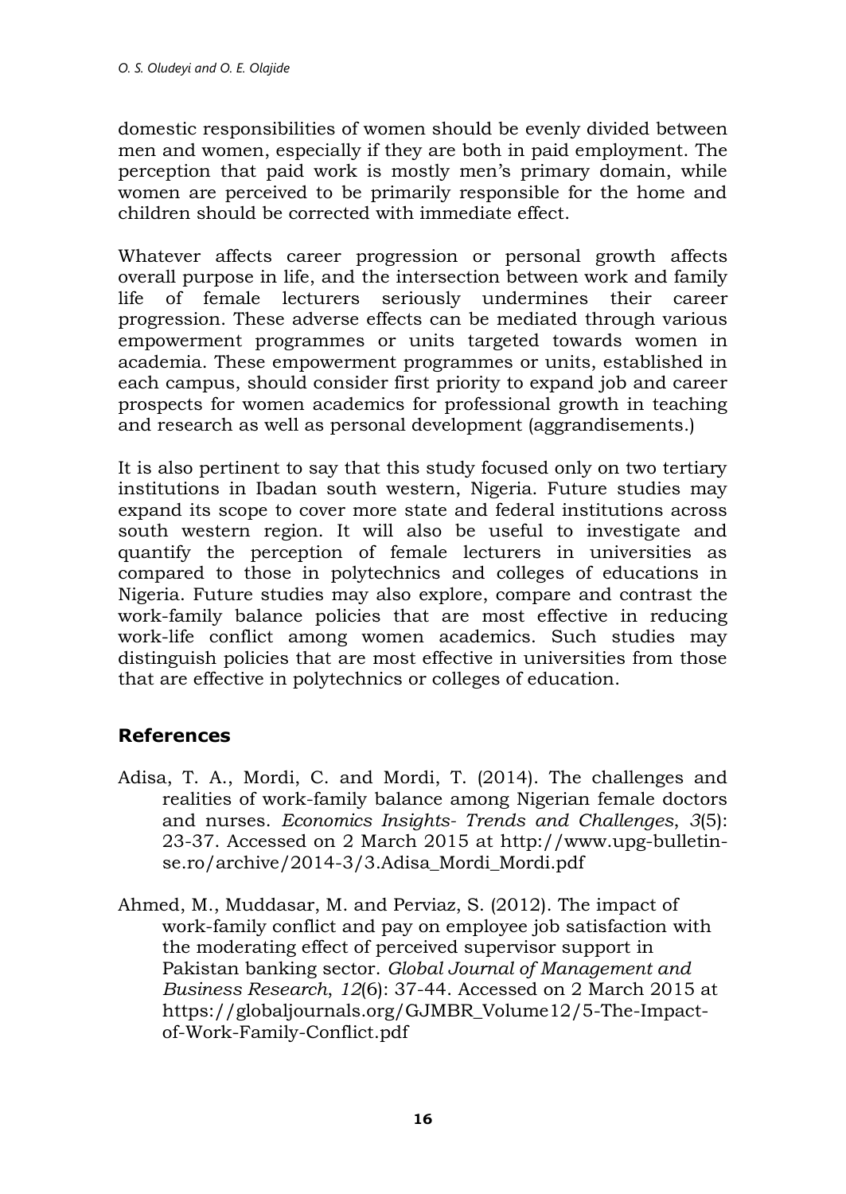domestic responsibilities of women should be evenly divided between men and women, especially if they are both in paid employment. The perception that paid work is mostly men's primary domain, while women are perceived to be primarily responsible for the home and children should be corrected with immediate effect.

Whatever affects career progression or personal growth affects overall purpose in life, and the intersection between work and family life of female lecturers seriously undermines their career progression. These adverse effects can be mediated through various empowerment programmes or units targeted towards women in academia. These empowerment programmes or units, established in each campus, should consider first priority to expand job and career prospects for women academics for professional growth in teaching and research as well as personal development (aggrandisements.)

It is also pertinent to say that this study focused only on two tertiary institutions in Ibadan south western, Nigeria. Future studies may expand its scope to cover more state and federal institutions across south western region. It will also be useful to investigate and quantify the perception of female lecturers in universities as compared to those in polytechnics and colleges of educations in Nigeria. Future studies may also explore, compare and contrast the work-family balance policies that are most effective in reducing work-life conflict among women academics. Such studies may distinguish policies that are most effective in universities from those that are effective in polytechnics or colleges of education.

## References

Adisa, T. A., Mordi, C. and Mordi, T. (2014). The challenges and realities of work-family balance among Nigerian female doctors and nurses. *Economics Insights- Trends and Challenges*, *3*(5): 23-37. Accessed on 2 March 2015 at http://www.upg-bulletin-se.ro/archive/2014-3/3.Adisa_Mordi_Mordi.pdf

Ahmed, M., Muddasar, M. and Perviaz, S. (2012). The impact of work-family conflict and pay on employee job satisfaction with the moderating effect of perceived supervisor support in Pakistan banking sector. *Global Journal of Management and Business Research*, *12*(6): 37-44. Accessed on 2 March 2015 at https://globaljournals.org/GJMBR_Volume12/5-The-Impact-of-Work-Family-Conflict.pdf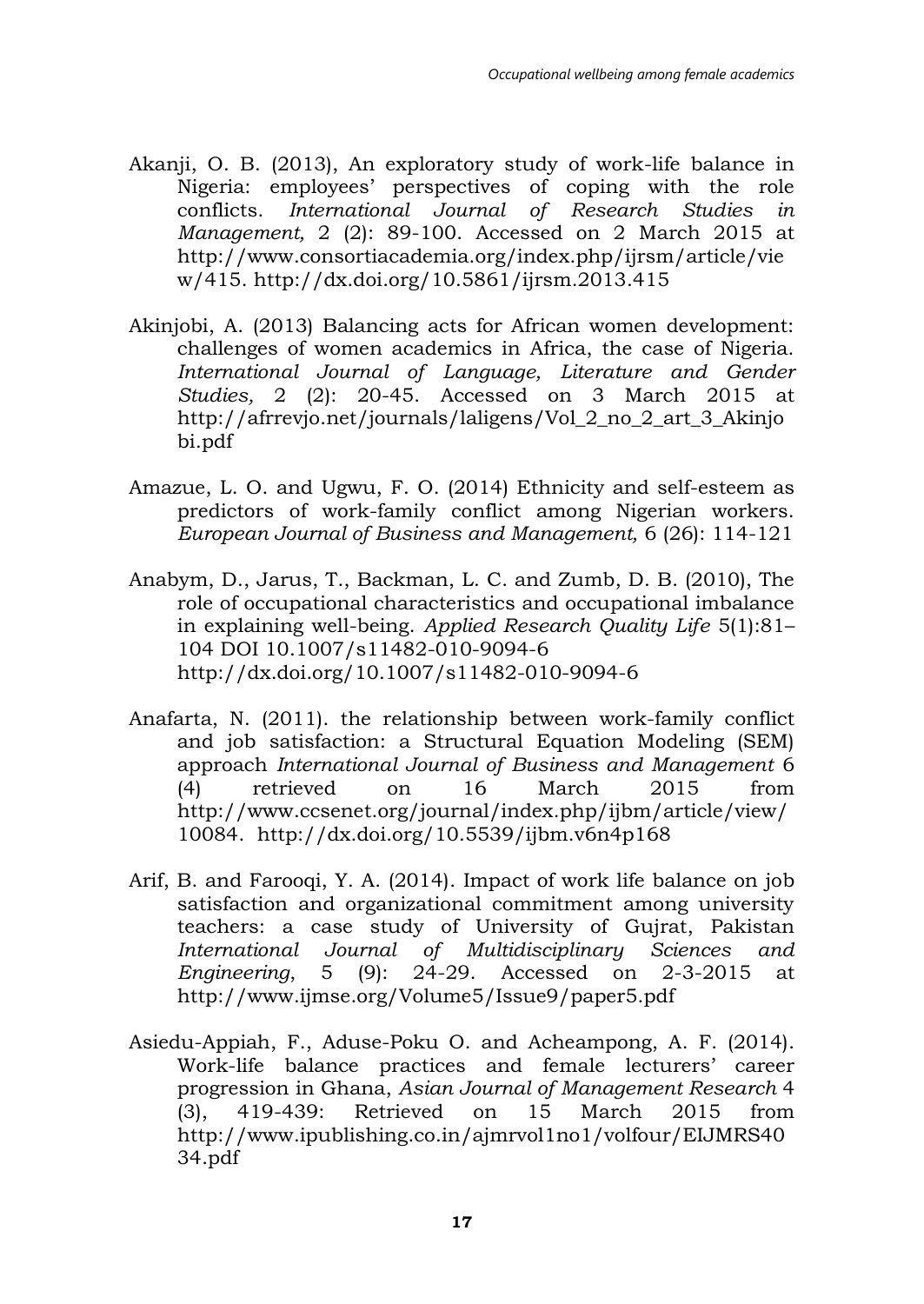Akanji, O. B. (2013), An exploratory study of work-life balance in Nigeria: employees' perspectives of coping with the role conflicts. *International Journal of Research Studies in Management,* 2 (2): 89-100. Accessed on 2 March 2015 at http://www.consortiacademia.org/index.php/ijrsm/article/view/415. http://dx.doi.org/10.5861/ijrsm.2013.415

Akinjobi, A. (2013) Balancing acts for African women development: challenges of women academics in Africa, the case of Nigeria. *International Journal of Language, Literature and Gender Studies,* 2 (2): 20-45. Accessed on 3 March 2015 at http://afrrevjo.net/journals/laligens/Vol_2_no_2_art_3_Akinjobi.pdf

Amazue, L. O. and Ugwu, F. O. (2014) Ethnicity and self-esteem as predictors of work-family conflict among Nigerian workers. *European Journal of Business and Management,* 6 (26): 114-121

Anabym, D., Jarus, T., Backman, L. C. and Zumb, D. B. (2010), The role of occupational characteristics and occupational imbalance in explaining well-being. *Applied Research Quality Life* 5(1):81–104 DOI 10.1007/s11482-010-9094-6 http://dx.doi.org/10.1007/s11482-010-9094-6

Anafarta, N. (2011). the relationship between work-family conflict and job satisfaction: a Structural Equation Modeling (SEM) approach *International Journal of Business and Management* 6 (4) retrieved on 16 March 2015 from http://www.ccsenet.org/journal/index.php/ijbm/article/view/10084. http://dx.doi.org/10.5539/ijbm.v6n4p168

Arif, B. and Farooqi, Y. A. (2014). Impact of work life balance on job satisfaction and organizational commitment among university teachers: a case study of University of Gujrat, Pakistan *International Journal of Multidisciplinary Sciences and Engineering,* 5 (9): 24-29. Accessed on 2-3-2015 at http://www.ijmse.org/Volume5/Issue9/paper5.pdf

Asiedu-Appiah, F., Aduse-Poku O. and Acheampong, A. F. (2014). Work-life balance practices and female lecturers' career progression in Ghana, *Asian Journal of Management Research* 4 (3), 419-439: Retrieved on 15 March 2015 from http://www.ipublishing.co.in/ajmrvol1no1/volfour/EIJMRS4034.pdf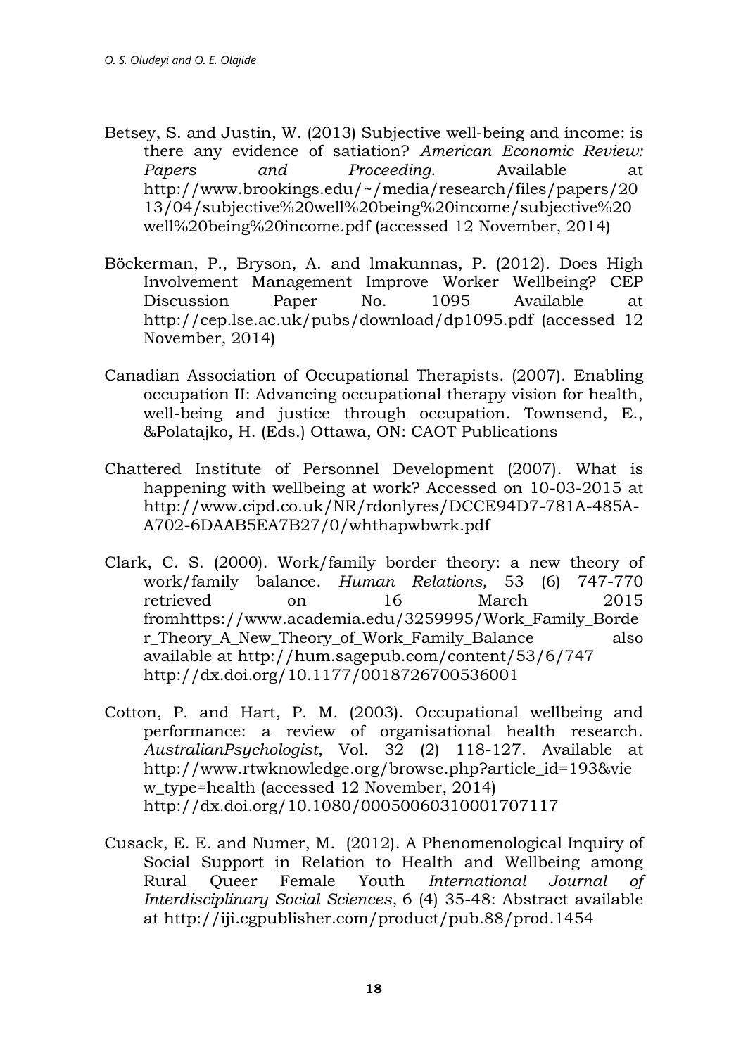Betsey, S. and Justin, W. (2013) Subjective well-being and income: is there any evidence of satiation? *American Economic Review: Papers and Proceeding.* Available at http://www.brookings.edu/~/media/research/files/papers/2013/04/subjective%20well%20being%20income/subjective%20well%20being%20income.pdf (accessed 12 November, 2014)

Böckerman, P., Bryson, A. and lmakunnas, P. (2012). Does High Involvement Management Improve Worker Wellbeing? CEP Discussion Paper No. 1095 Available at http://cep.lse.ac.uk/pubs/download/dp1095.pdf (accessed 12 November, 2014)

Canadian Association of Occupational Therapists. (2007). Enabling occupation II: Advancing occupational therapy vision for health, well-being and justice through occupation. Townsend, E., &Polatajko, H. (Eds.) Ottawa, ON: CAOT Publications

Chattered Institute of Personnel Development (2007). What is happening with wellbeing at work? Accessed on 10-03-2015 at http://www.cipd.co.uk/NR/rdonlyres/DCCE94D7-781A-485A-A702-6DAAB5EA7B27/0/whthapwbwrk.pdf

Clark, C. S. (2000). Work/family border theory: a new theory of work/family balance. *Human Relations,* 53 (6) 747-770 retrieved on 16 March 2015 fromhttps://www.academia.edu/3259995/Work_Family_Border_Theory_A_New_Theory_of_Work_Family_Balance also available at http://hum.sagepub.com/content/53/6/747 http://dx.doi.org/10.1177/0018726700536001

Cotton, P. and Hart, P. M. (2003). Occupational wellbeing and performance: a review of organisational health research. *AustralianPsychologist*, Vol. 32 (2) 118-127. Available at http://www.rtwknowledge.org/browse.php?article_id=193&view_type=health (accessed 12 November, 2014) http://dx.doi.org/10.1080/00050060310001707117

Cusack, E. E. and Numer, M. (2012). A Phenomenological Inquiry of Social Support in Relation to Health and Wellbeing among Rural Queer Female Youth *International Journal of Interdisciplinary Social Sciences*, 6 (4) 35-48: Abstract available at http://iji.cgpublisher.com/product/pub.88/prod.1454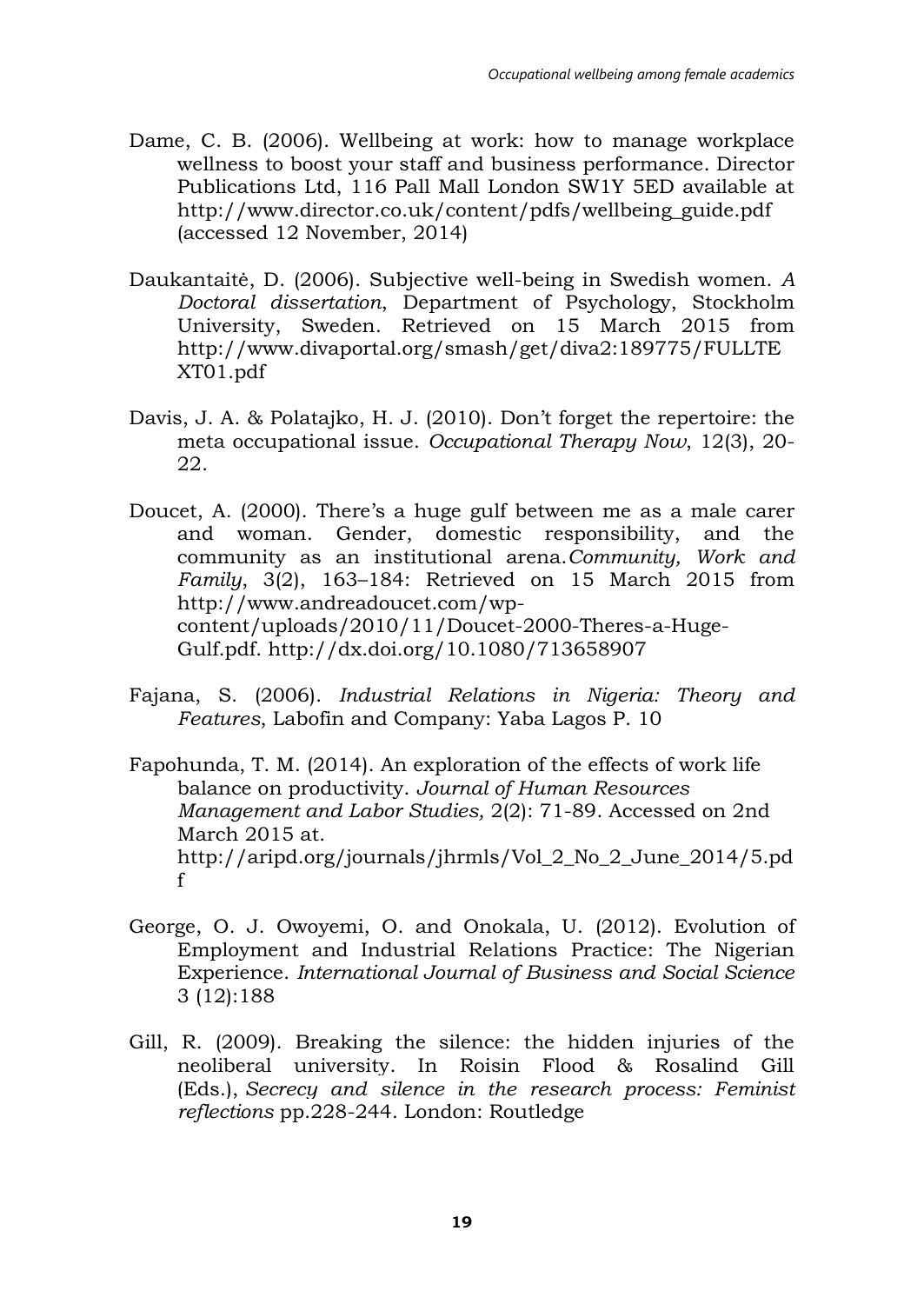Dame, C. B. (2006). Wellbeing at work: how to manage workplace wellness to boost your staff and business performance. Director Publications Ltd, 116 Pall Mall London SW1Y 5ED available at http://www.director.co.uk/content/pdfs/wellbeing_guide.pdf (accessed 12 November, 2014)

Daukantaitė, D. (2006). Subjective well-being in Swedish women. *A Doctoral dissertation*, Department of Psychology, Stockholm University, Sweden. Retrieved on 15 March 2015 from http://www.divaportal.org/smash/get/diva2:189775/FULLTEXT01.pdf

Davis, J. A. & Polatajko, H. J. (2010). Don't forget the repertoire: the meta occupational issue. *Occupational Therapy Now*, 12(3), 20-22.

Doucet, A. (2000). There's a huge gulf between me as a male carer and woman. Gender, domestic responsibility, and the community as an institutional arena. *Community, Work and Family*, 3(2), 163–184: Retrieved on 15 March 2015 from http://www.andreadoucet.com/wp-content/uploads/2010/11/Doucet-2000-Theres-a-Huge-Gulf.pdf. http://dx.doi.org/10.1080/713658907

Fajana, S. (2006). *Industrial Relations in Nigeria: Theory and Features*, Labofin and Company: Yaba Lagos P. 10

Fapohunda, T. M. (2014). An exploration of the effects of work life balance on productivity. *Journal of Human Resources Management and Labor Studies,* 2(2): 71-89. Accessed on 2nd March 2015 at. http://aripd.org/journals/jhrmls/Vol_2_No_2_June_2014/5.pdf

George, O. J. Owoyemi, O. and Onokala, U. (2012). Evolution of Employment and Industrial Relations Practice: The Nigerian Experience. *International Journal of Business and Social Science* 3 (12):188

Gill, R. (2009). Breaking the silence: the hidden injuries of the neoliberal university. In Roisin Flood & Rosalind Gill (Eds.), *Secrecy and silence in the research process: Feminist reflections* pp.228-244. London: Routledge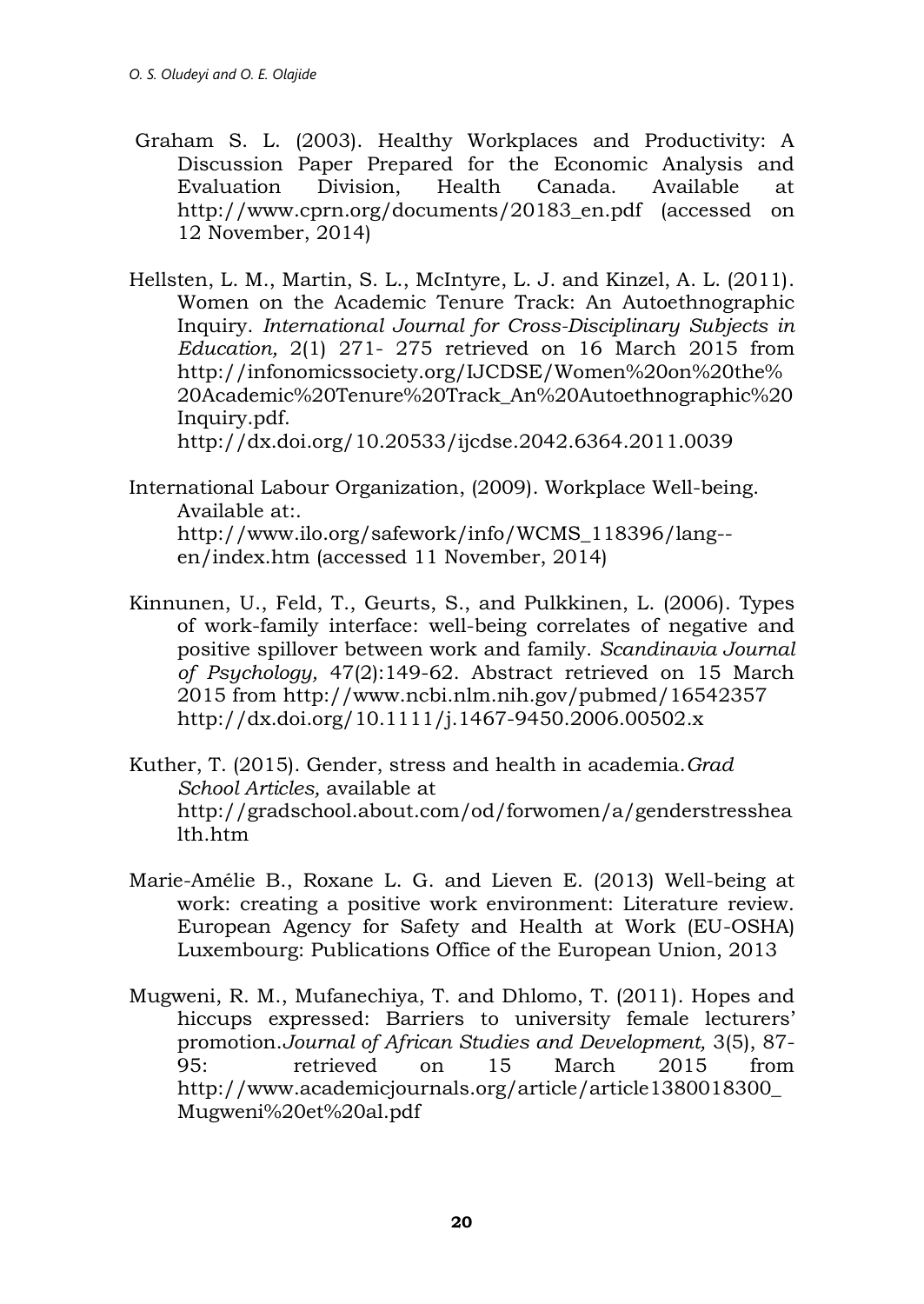Graham S. L. (2003). Healthy Workplaces and Productivity: A Discussion Paper Prepared for the Economic Analysis and Evaluation Division, Health Canada. Available at http://www.cprn.org/documents/20183_en.pdf (accessed on 12 November, 2014)

Hellsten, L. M., Martin, S. L., McIntyre, L. J. and Kinzel, A. L. (2011). Women on the Academic Tenure Track: An Autoethnographic Inquiry. *International Journal for Cross-Disciplinary Subjects in Education,* 2(1) 271- 275 retrieved on 16 March 2015 from http://infonomicssociety.org/IJCDSE/Women%20on%20the%20Academic%20Tenure%20Track_An%20Autoethnographic%20Inquiry.pdf. http://dx.doi.org/10.20533/ijcdse.2042.6364.2011.0039

International Labour Organization, (2009). Workplace Well-being. Available at:. http://www.ilo.org/safework/info/WCMS_118396/lang--en/index.htm (accessed 11 November, 2014)

Kinnunen, U., Feld, T., Geurts, S., and Pulkkinen, L. (2006). Types of work-family interface: well-being correlates of negative and positive spillover between work and family. *Scandinavia Journal of Psychology,* 47(2):149-62. Abstract retrieved on 15 March 2015 from http://www.ncbi.nlm.nih.gov/pubmed/16542357 http://dx.doi.org/10.1111/j.1467-9450.2006.00502.x

Kuther, T. (2015). Gender, stress and health in academia. *Grad School Articles,* available at http://gradschool.about.com/od/forwomen/a/genderstresshealth.htm

Marie-Amélie B., Roxane L. G. and Lieven E. (2013) Well-being at work: creating a positive work environment: Literature review. European Agency for Safety and Health at Work (EU-OSHA) Luxembourg: Publications Office of the European Union, 2013

Mugweni, R. M., Mufanechiya, T. and Dhlomo, T. (2011). Hopes and hiccups expressed: Barriers to university female lecturers' promotion. *Journal of African Studies and Development,* 3(5), 87-95: retrieved on 15 March 2015 from http://www.academicjournals.org/article/article1380018300_Mugweni%20et%20al.pdf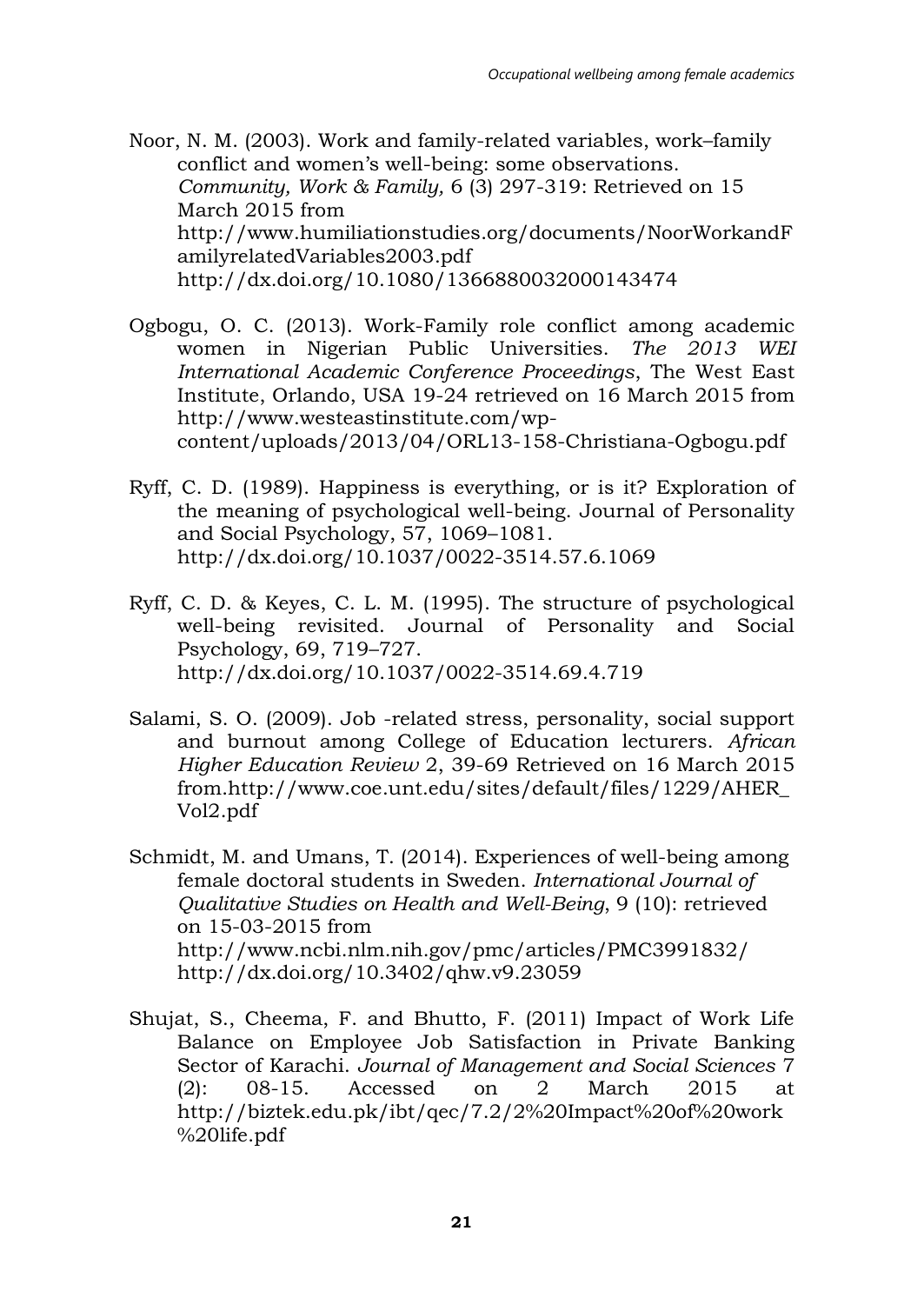Noor, N. M. (2003). Work and family-related variables, work–family conflict and women's well-being: some observations. *Community, Work & Family,* 6 (3) 297-319: Retrieved on 15 March 2015 from http://www.humiliationstudies.org/documents/NoorWorkandFamilyrelatedVariables2003.pdf http://dx.doi.org/10.1080/1366880032000143474

Ogbogu, O. C. (2013). Work-Family role conflict among academic women in Nigerian Public Universities. *The 2013 WEI International Academic Conference Proceedings*, The West East Institute, Orlando, USA 19-24 retrieved on 16 March 2015 from http://www.westeastinstitute.com/wp-content/uploads/2013/04/ORL13-158-Christiana-Ogbogu.pdf

Ryff, C. D. (1989). Happiness is everything, or is it? Exploration of the meaning of psychological well-being. Journal of Personality and Social Psychology, 57, 1069–1081. http://dx.doi.org/10.1037/0022-3514.57.6.1069

Ryff, C. D. & Keyes, C. L. M. (1995). The structure of psychological well-being revisited. Journal of Personality and Social Psychology, 69, 719–727. http://dx.doi.org/10.1037/0022-3514.69.4.719

Salami, S. O. (2009). Job -related stress, personality, social support and burnout among College of Education lecturers. *African Higher Education Review* 2, 39-69 Retrieved on 16 March 2015 from.http://www.coe.unt.edu/sites/default/files/1229/AHER_Vol2.pdf

Schmidt, M. and Umans, T. (2014). Experiences of well-being among female doctoral students in Sweden. *International Journal of Qualitative Studies on Health and Well-Being*, 9 (10): retrieved on 15-03-2015 from http://www.ncbi.nlm.nih.gov/pmc/articles/PMC3991832/ http://dx.doi.org/10.3402/qhw.v9.23059

Shujat, S., Cheema, F. and Bhutto, F. (2011) Impact of Work Life Balance on Employee Job Satisfaction in Private Banking Sector of Karachi. *Journal of Management and Social Sciences* 7 (2): 08-15. Accessed on 2 March 2015 at http://biztek.edu.pk/ibt/qec/7.2/2%20Impact%20of%20work%20life.pdf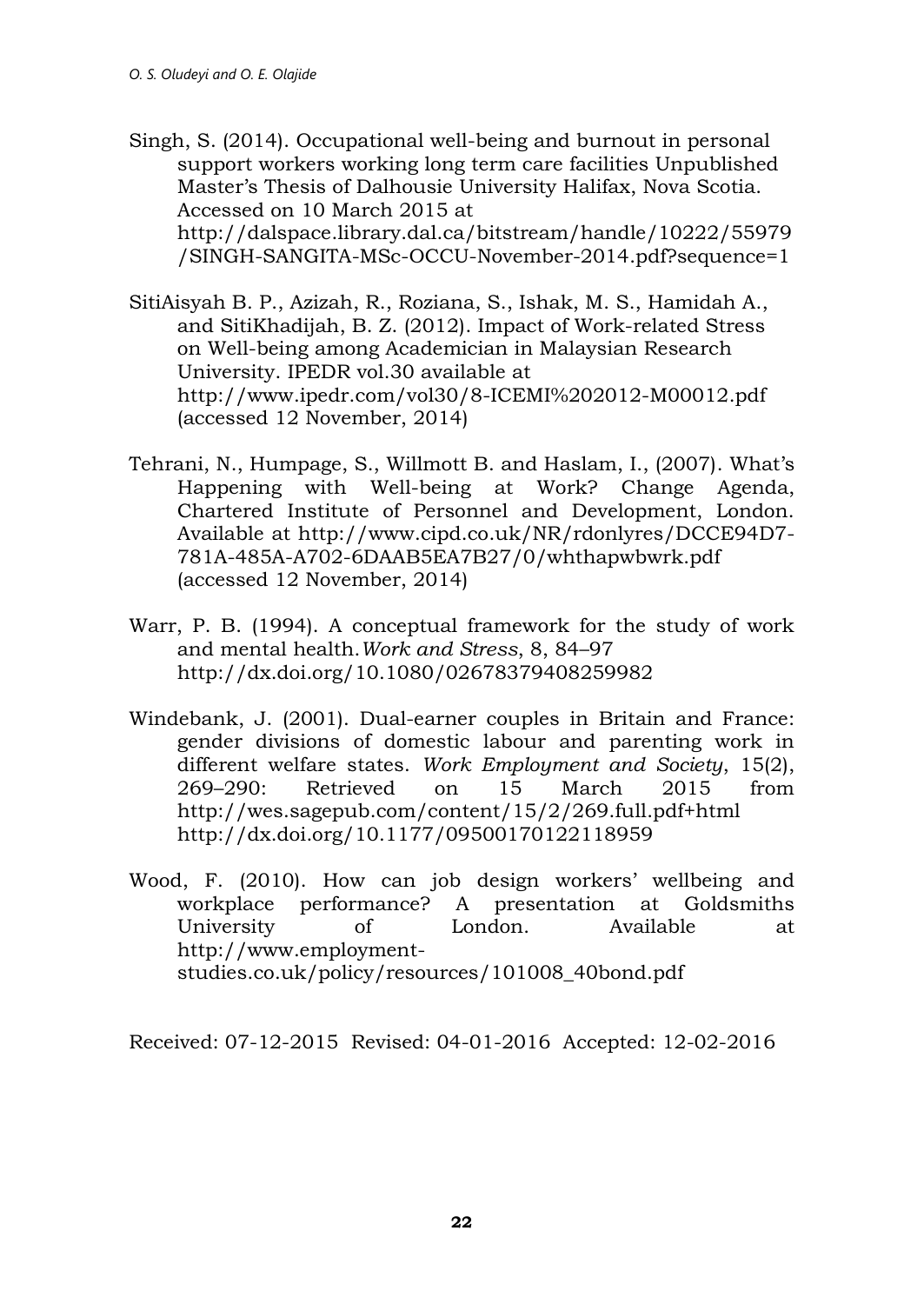Singh, S. (2014). Occupational well-being and burnout in personal support workers working long term care facilities Unpublished Master's Thesis of Dalhousie University Halifax, Nova Scotia. Accessed on 10 March 2015 at http://dalspace.library.dal.ca/bitstream/handle/10222/55979/SINGH-SANGITA-MSc-OCCU-November-2014.pdf?sequence=1

SitiAisyah B. P., Azizah, R., Roziana, S., Ishak, M. S., Hamidah A., and SitiKhadijah, B. Z. (2012). Impact of Work-related Stress on Well-being among Academician in Malaysian Research University. IPEDR vol.30 available at http://www.ipedr.com/vol30/8-ICEMI%202012-M00012.pdf (accessed 12 November, 2014)

Tehrani, N., Humpage, S., Willmott B. and Haslam, I., (2007). What's Happening with Well-being at Work? Change Agenda, Chartered Institute of Personnel and Development, London. Available at http://www.cipd.co.uk/NR/rdonlyres/DCCE94D7-781A-485A-A702-6DAAB5EA7B27/0/whthapwbwrk.pdf (accessed 12 November, 2014)

Warr, P. B. (1994). A conceptual framework for the study of work and mental health. *Work and Stress*, 8, 84–97 http://dx.doi.org/10.1080/02678379408259982

Windebank, J. (2001). Dual-earner couples in Britain and France: gender divisions of domestic labour and parenting work in different welfare states. *Work Employment and Society*, 15(2), 269–290: Retrieved on 15 March 2015 from http://wes.sagepub.com/content/15/2/269.full.pdf+html http://dx.doi.org/10.1177/09500170122118959

Wood, F. (2010). How can job design workers' wellbeing and workplace performance? A presentation at Goldsmiths University of London. Available at http://www.employment-studies.co.uk/policy/resources/101008_40bond.pdf

Received: 07-12-2015 Revised: 04-01-2016 Accepted: 12-02-2016